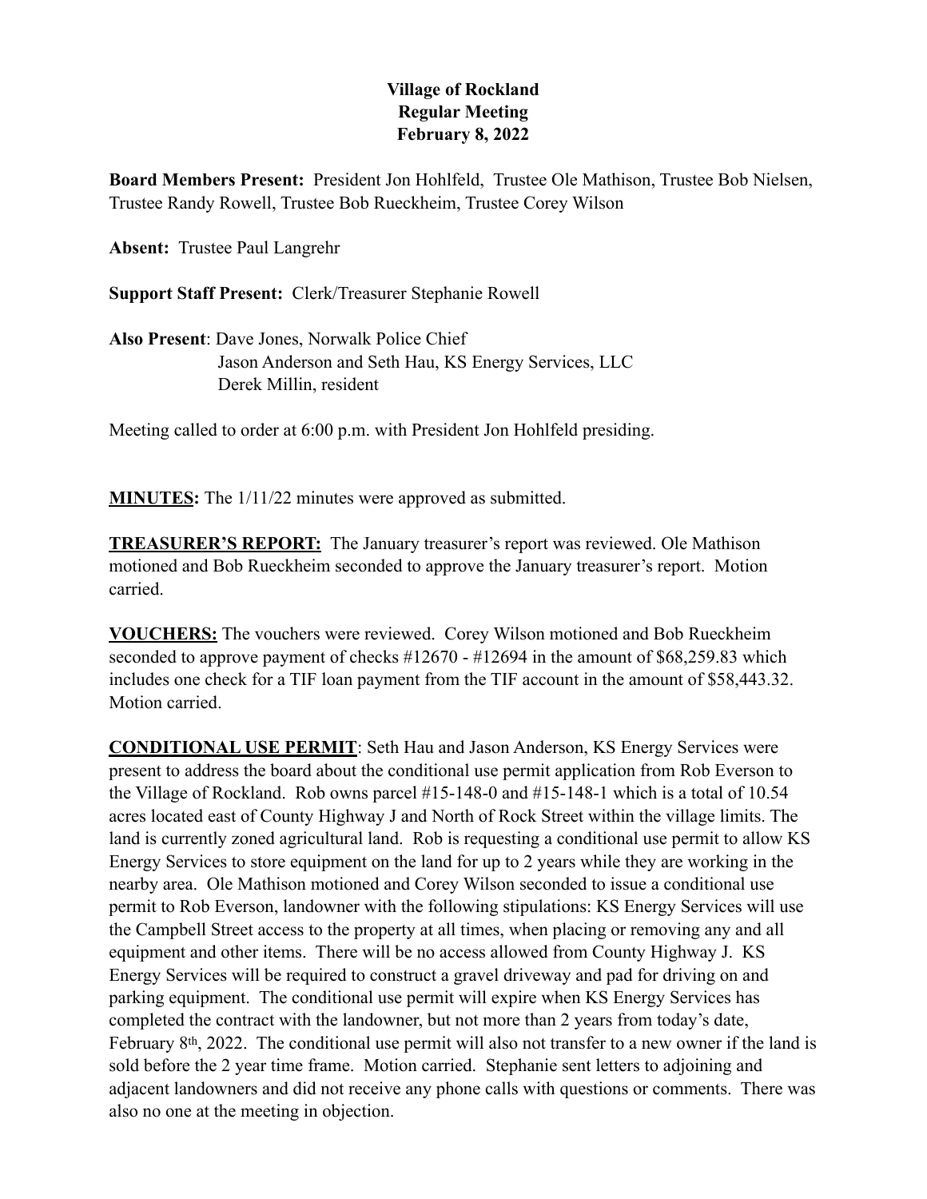**Village of Rockland**
**Regular Meeting**
**February 8, 2022**

**Board Members Present:** President Jon Hohlfeld, Trustee Ole Mathison, Trustee Bob Nielsen, Trustee Randy Rowell, Trustee Bob Rueckheim, Trustee Corey Wilson

**Absent:** Trustee Paul Langrehr

**Support Staff Present:** Clerk/Treasurer Stephanie Rowell

**Also Present**: Dave Jones, Norwalk Police Chief
Jason Anderson and Seth Hau, KS Energy Services, LLC
Derek Millin, resident

Meeting called to order at 6:00 p.m. with President Jon Hohlfeld presiding.

**MINUTES:** The 1/11/22 minutes were approved as submitted.

**TREASURER'S REPORT:** The January treasurer's report was reviewed. Ole Mathison motioned and Bob Rueckheim seconded to approve the January treasurer's report. Motion carried.

**VOUCHERS:** The vouchers were reviewed. Corey Wilson motioned and Bob Rueckheim seconded to approve payment of checks #12670 - #12694 in the amount of $68,259.83 which includes one check for a TIF loan payment from the TIF account in the amount of $58,443.32. Motion carried.

**CONDITIONAL USE PERMIT**: Seth Hau and Jason Anderson, KS Energy Services were present to address the board about the conditional use permit application from Rob Everson to the Village of Rockland. Rob owns parcel #15-148-0 and #15-148-1 which is a total of 10.54 acres located east of County Highway J and North of Rock Street within the village limits. The land is currently zoned agricultural land. Rob is requesting a conditional use permit to allow KS Energy Services to store equipment on the land for up to 2 years while they are working in the nearby area. Ole Mathison motioned and Corey Wilson seconded to issue a conditional use permit to Rob Everson, landowner with the following stipulations: KS Energy Services will use the Campbell Street access to the property at all times, when placing or removing any and all equipment and other items. There will be no access allowed from County Highway J. KS Energy Services will be required to construct a gravel driveway and pad for driving on and parking equipment. The conditional use permit will expire when KS Energy Services has completed the contract with the landowner, but not more than 2 years from today's date, February 8th, 2022. The conditional use permit will also not transfer to a new owner if the land is sold before the 2 year time frame. Motion carried. Stephanie sent letters to adjoining and adjacent landowners and did not receive any phone calls with questions or comments. There was also no one at the meeting in objection.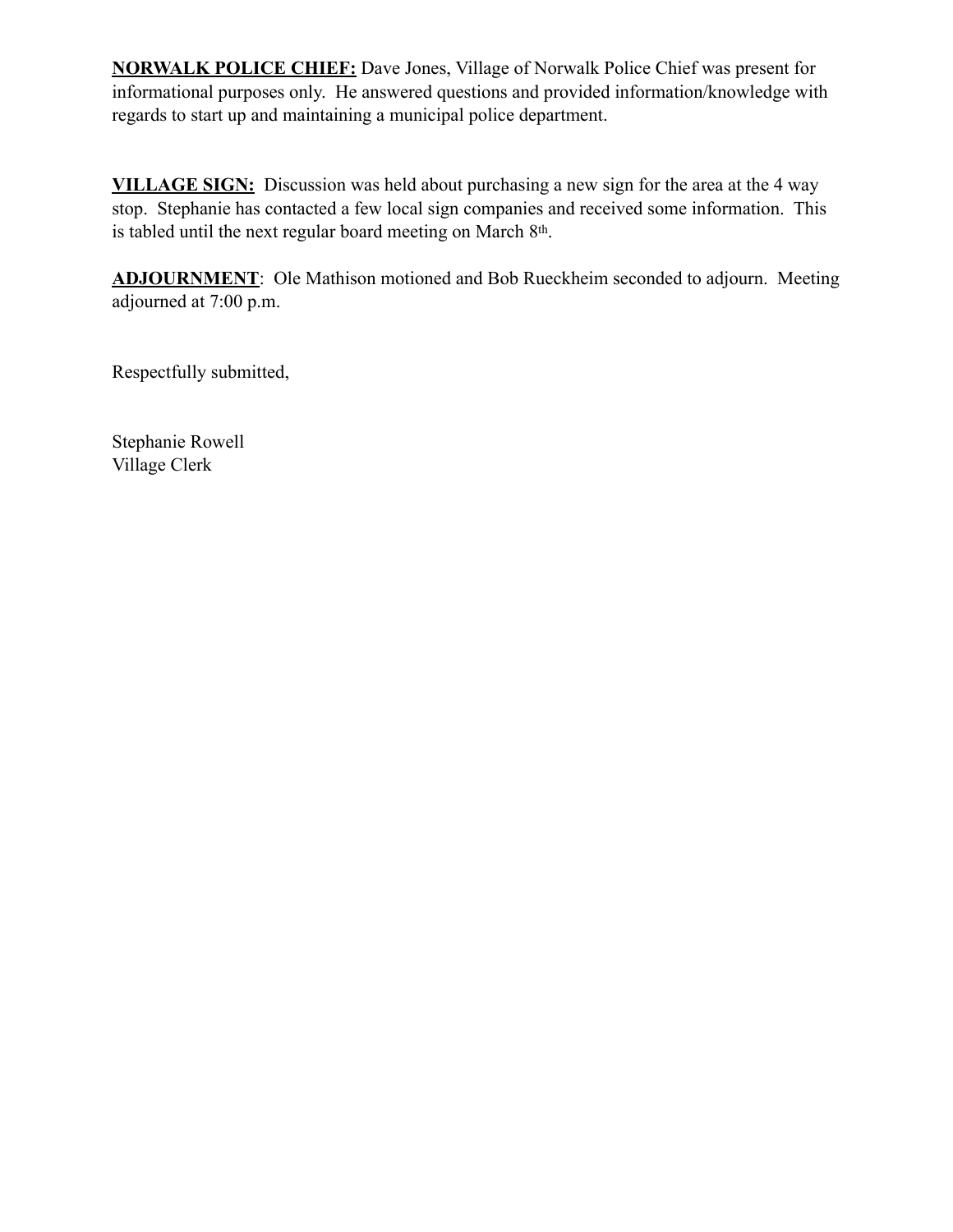**NORWALK POLICE CHIEF:** Dave Jones, Village of Norwalk Police Chief was present for informational purposes only. He answered questions and provided information/knowledge with regards to start up and maintaining a municipal police department.

**VILLAGE SIGN:** Discussion was held about purchasing a new sign for the area at the 4 way stop. Stephanie has contacted a few local sign companies and received some information. This is tabled until the next regular board meeting on March 8th.

**ADJOURNMENT**: Ole Mathison motioned and Bob Rueckheim seconded to adjourn. Meeting adjourned at 7:00 p.m.

Respectfully submitted,

Stephanie Rowell
Village Clerk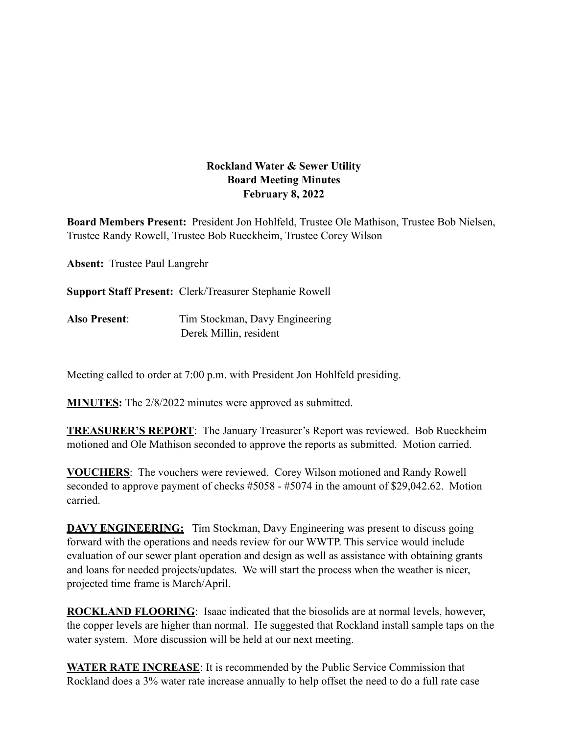**Rockland Water & Sewer Utility**
**Board Meeting Minutes**
**February 8, 2022**

**Board Members Present:** President Jon Hohlfeld, Trustee Ole Mathison, Trustee Bob Nielsen, Trustee Randy Rowell, Trustee Bob Rueckheim, Trustee Corey Wilson

**Absent:** Trustee Paul Langrehr

**Support Staff Present:** Clerk/Treasurer Stephanie Rowell

**Also Present**: Tim Stockman, Davy Engineering
Derek Millin, resident

Meeting called to order at 7:00 p.m. with President Jon Hohlfeld presiding.

**MINUTES:** The 2/8/2022 minutes were approved as submitted.

**TREASURER'S REPORT**: The January Treasurer's Report was reviewed. Bob Rueckheim motioned and Ole Mathison seconded to approve the reports as submitted. Motion carried.

**VOUCHERS**: The vouchers were reviewed. Corey Wilson motioned and Randy Rowell seconded to approve payment of checks #5058 - #5074 in the amount of $29,042.62. Motion carried.

**DAVY ENGINEERING:** Tim Stockman, Davy Engineering was present to discuss going forward with the operations and needs review for our WWTP. This service would include evaluation of our sewer plant operation and design as well as assistance with obtaining grants and loans for needed projects/updates. We will start the process when the weather is nicer, projected time frame is March/April.

**ROCKLAND FLOORING**: Isaac indicated that the biosolids are at normal levels, however, the copper levels are higher than normal. He suggested that Rockland install sample taps on the water system. More discussion will be held at our next meeting.

**WATER RATE INCREASE**: It is recommended by the Public Service Commission that Rockland does a 3% water rate increase annually to help offset the need to do a full rate case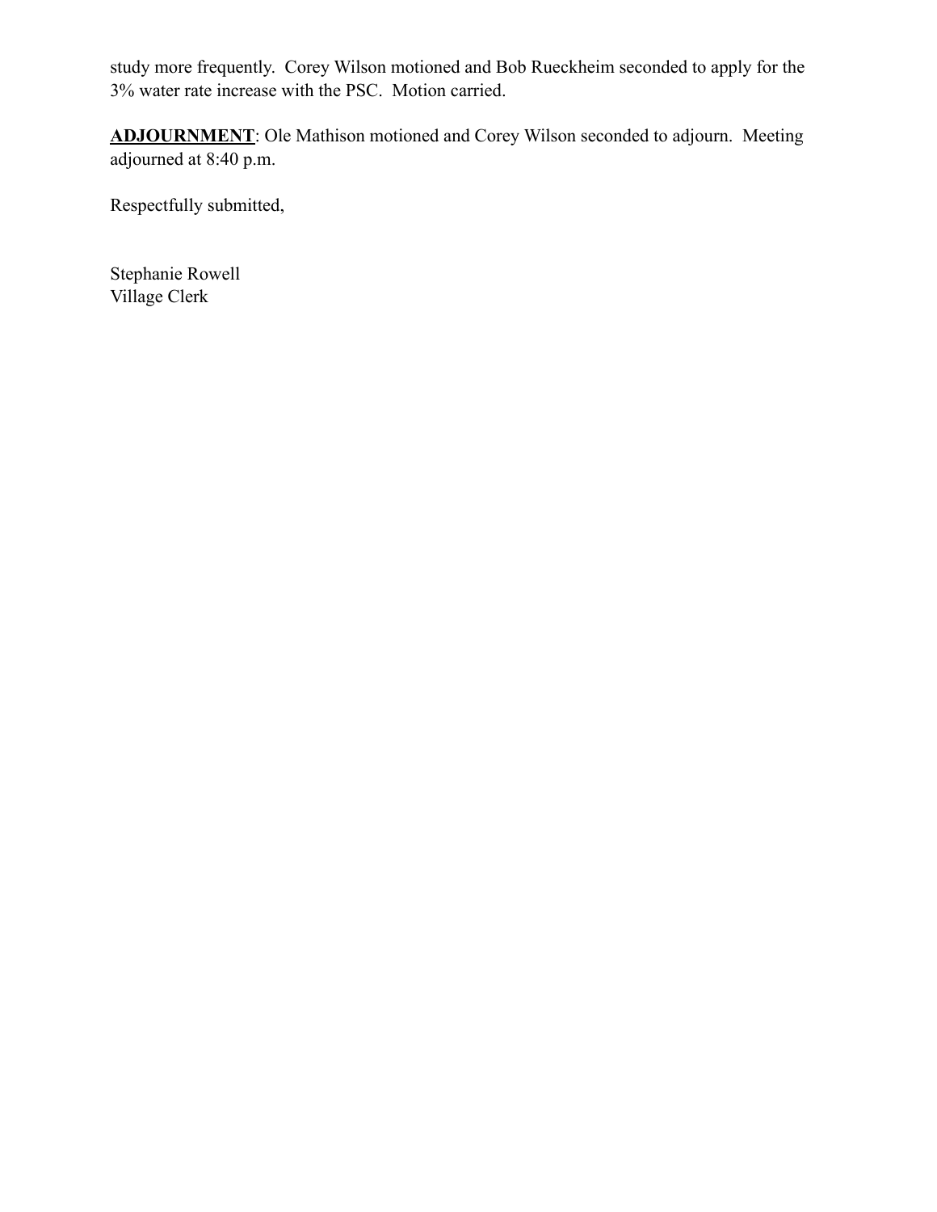study more frequently. Corey Wilson motioned and Bob Rueckheim seconded to apply for the 3% water rate increase with the PSC. Motion carried.

**ADJOURNMENT**: Ole Mathison motioned and Corey Wilson seconded to adjourn. Meeting adjourned at 8:40 p.m.

Respectfully submitted,

Stephanie Rowell
Village Clerk